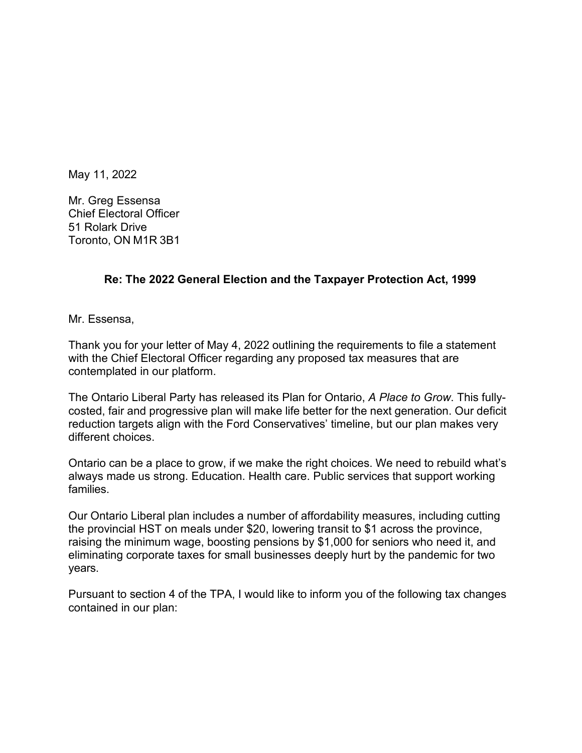May 11, 2022

Mr. Greg Essensa
Chief Electoral Officer
51 Rolark Drive
Toronto, ON M1R 3B1

**Re: The 2022 General Election and the Taxpayer Protection Act, 1999**

Mr. Essensa,

Thank you for your letter of May 4, 2022 outlining the requirements to file a statement with the Chief Electoral Officer regarding any proposed tax measures that are contemplated in our platform.

The Ontario Liberal Party has released its Plan for Ontario, *A Place to Grow*. This fully-costed, fair and progressive plan will make life better for the next generation. Our deficit reduction targets align with the Ford Conservatives' timeline, but our plan makes very different choices.

Ontario can be a place to grow, if we make the right choices. We need to rebuild what's always made us strong. Education. Health care. Public services that support working families.

Our Ontario Liberal plan includes a number of affordability measures, including cutting the provincial HST on meals under $20, lowering transit to $1 across the province, raising the minimum wage, boosting pensions by $1,000 for seniors who need it, and eliminating corporate taxes for small businesses deeply hurt by the pandemic for two years.

Pursuant to section 4 of the TPA, I would like to inform you of the following tax changes contained in our plan: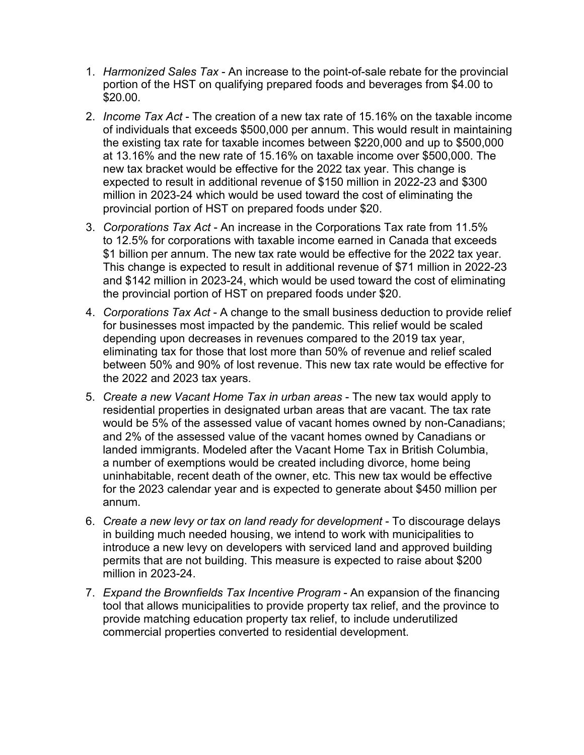1. *Harmonized Sales Tax* - An increase to the point-of-sale rebate for the provincial portion of the HST on qualifying prepared foods and beverages from $4.00 to $20.00.
2. *Income Tax Act* - The creation of a new tax rate of 15.16% on the taxable income of individuals that exceeds $500,000 per annum. This would result in maintaining the existing tax rate for taxable incomes between $220,000 and up to $500,000 at 13.16% and the new rate of 15.16% on taxable income over $500,000. The new tax bracket would be effective for the 2022 tax year. This change is expected to result in additional revenue of $150 million in 2022-23 and $300 million in 2023-24 which would be used toward the cost of eliminating the provincial portion of HST on prepared foods under $20.
3. *Corporations Tax Act* - An increase in the Corporations Tax rate from 11.5% to 12.5% for corporations with taxable income earned in Canada that exceeds $1 billion per annum. The new tax rate would be effective for the 2022 tax year. This change is expected to result in additional revenue of $71 million in 2022-23 and $142 million in 2023-24, which would be used toward the cost of eliminating the provincial portion of HST on prepared foods under $20.
4. *Corporations Tax Act* - A change to the small business deduction to provide relief for businesses most impacted by the pandemic. This relief would be scaled depending upon decreases in revenues compared to the 2019 tax year, eliminating tax for those that lost more than 50% of revenue and relief scaled between 50% and 90% of lost revenue. This new tax rate would be effective for the 2022 and 2023 tax years.
5. *Create a new Vacant Home Tax in urban areas* - The new tax would apply to residential properties in designated urban areas that are vacant. The tax rate would be 5% of the assessed value of vacant homes owned by non-Canadians; and 2% of the assessed value of the vacant homes owned by Canadians or landed immigrants. Modeled after the Vacant Home Tax in British Columbia, a number of exemptions would be created including divorce, home being uninhabitable, recent death of the owner, etc. This new tax would be effective for the 2023 calendar year and is expected to generate about $450 million per annum.
6. *Create a new levy or tax on land ready for development* - To discourage delays in building much needed housing, we intend to work with municipalities to introduce a new levy on developers with serviced land and approved building permits that are not building. This measure is expected to raise about $200 million in 2023-24.
7. *Expand the Brownfields Tax Incentive Program* - An expansion of the financing tool that allows municipalities to provide property tax relief, and the province to provide matching education property tax relief, to include underutilized commercial properties converted to residential development.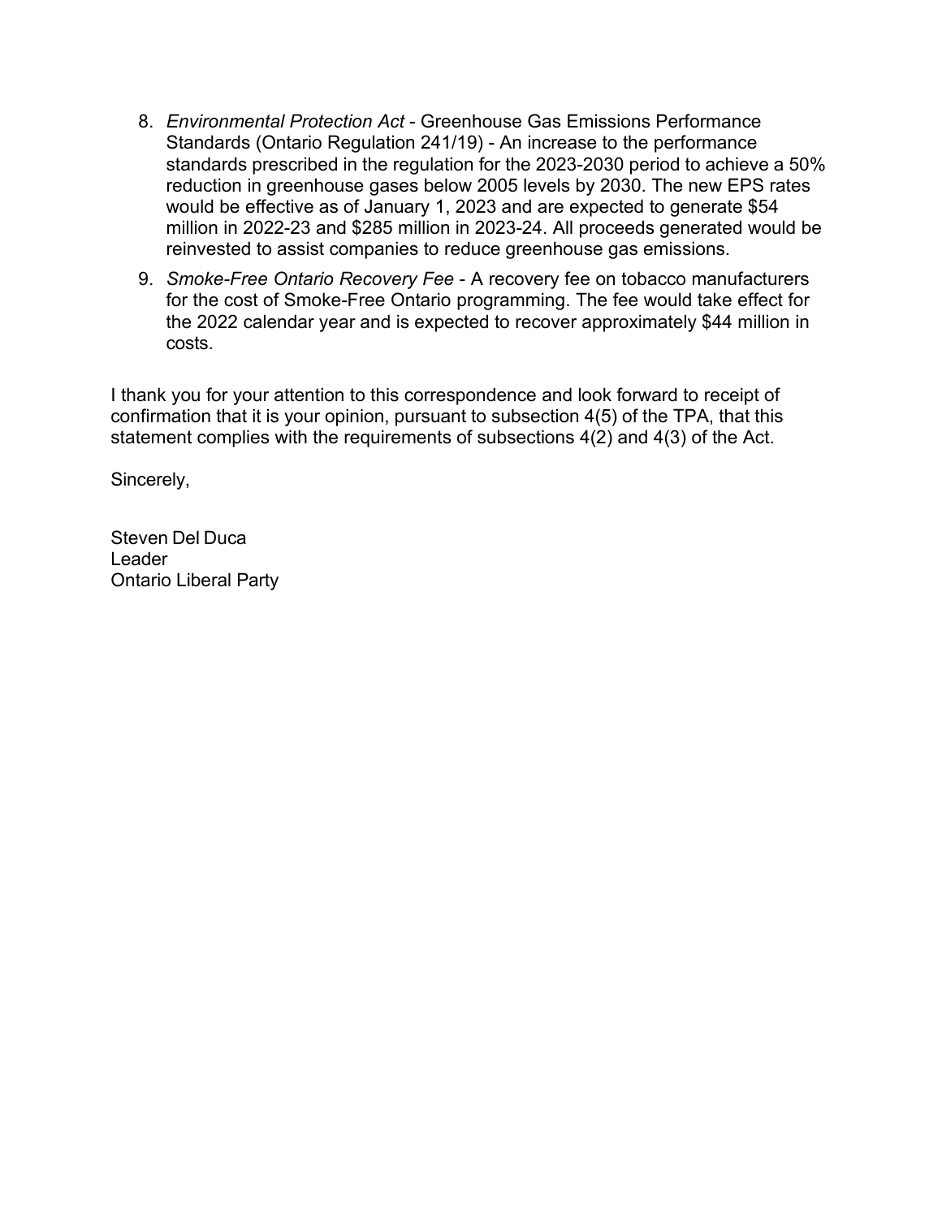8. *Environmental Protection Act* - Greenhouse Gas Emissions Performance Standards (Ontario Regulation 241/19) - An increase to the performance standards prescribed in the regulation for the 2023-2030 period to achieve a 50% reduction in greenhouse gases below 2005 levels by 2030. The new EPS rates would be effective as of January 1, 2023 and are expected to generate $54 million in 2022-23 and $285 million in 2023-24. All proceeds generated would be reinvested to assist companies to reduce greenhouse gas emissions.
9. *Smoke-Free Ontario Recovery Fee* - A recovery fee on tobacco manufacturers for the cost of Smoke-Free Ontario programming. The fee would take effect for the 2022 calendar year and is expected to recover approximately $44 million in costs.

I thank you for your attention to this correspondence and look forward to receipt of confirmation that it is your opinion, pursuant to subsection 4(5) of the TPA, that this statement complies with the requirements of subsections 4(2) and 4(3) of the Act.

Sincerely,

Steven Del Duca
Leader
Ontario Liberal Party